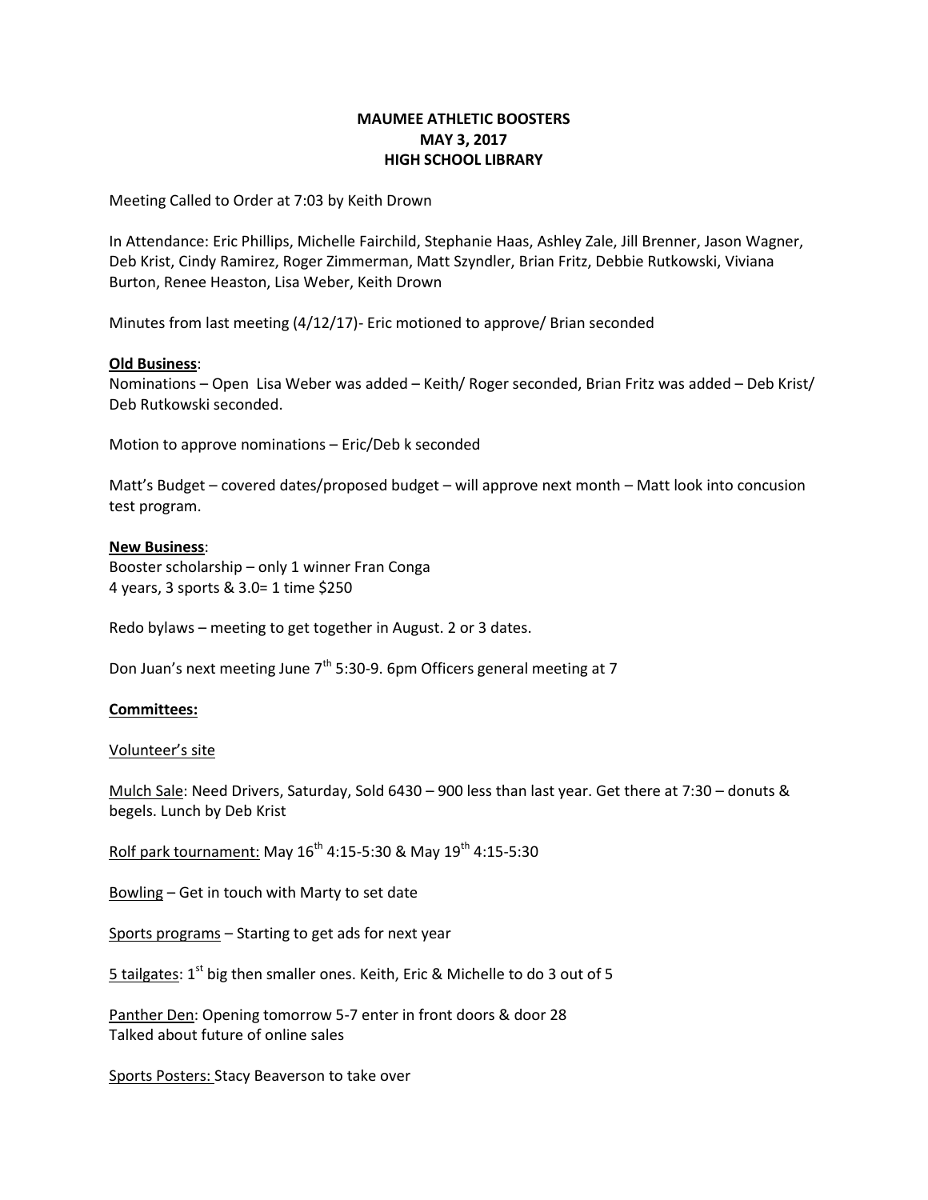**MAUMEE ATHLETIC BOOSTERS**
**MAY 3, 2017**
**HIGH SCHOOL LIBRARY**

Meeting Called to Order at 7:03 by Keith Drown

In Attendance: Eric Phillips, Michelle Fairchild, Stephanie Haas, Ashley Zale, Jill Brenner, Jason Wagner, Deb Krist, Cindy Ramirez, Roger Zimmerman, Matt Szyndler, Brian Fritz, Debbie Rutkowski, Viviana Burton, Renee Heaston, Lisa Weber, Keith Drown

Minutes from last meeting (4/12/17)- Eric motioned to approve/ Brian seconded

**Old Business**:
Nominations – Open Lisa Weber was added – Keith/ Roger seconded, Brian Fritz was added – Deb Krist/ Deb Rutkowski seconded.

Motion to approve nominations – Eric/Deb k seconded

Matt's Budget – covered dates/proposed budget – will approve next month – Matt look into concusion test program.

**New Business**:
Booster scholarship – only 1 winner Fran Conga
4 years, 3 sports & 3.0= 1 time $250

Redo bylaws – meeting to get together in August. 2 or 3 dates.

Don Juan's next meeting June 7th 5:30-9. 6pm Officers general meeting at 7

**Committees:**

Volunteer's site

Mulch Sale: Need Drivers, Saturday, Sold 6430 – 900 less than last year. Get there at 7:30 – donuts & begels. Lunch by Deb Krist

Rolf park tournament: May 16th 4:15-5:30 & May 19th 4:15-5:30

Bowling – Get in touch with Marty to set date

Sports programs – Starting to get ads for next year

5 tailgates: 1st big then smaller ones. Keith, Eric & Michelle to do 3 out of 5

Panther Den: Opening tomorrow 5-7 enter in front doors & door 28
Talked about future of online sales

Sports Posters: Stacy Beaverson to take over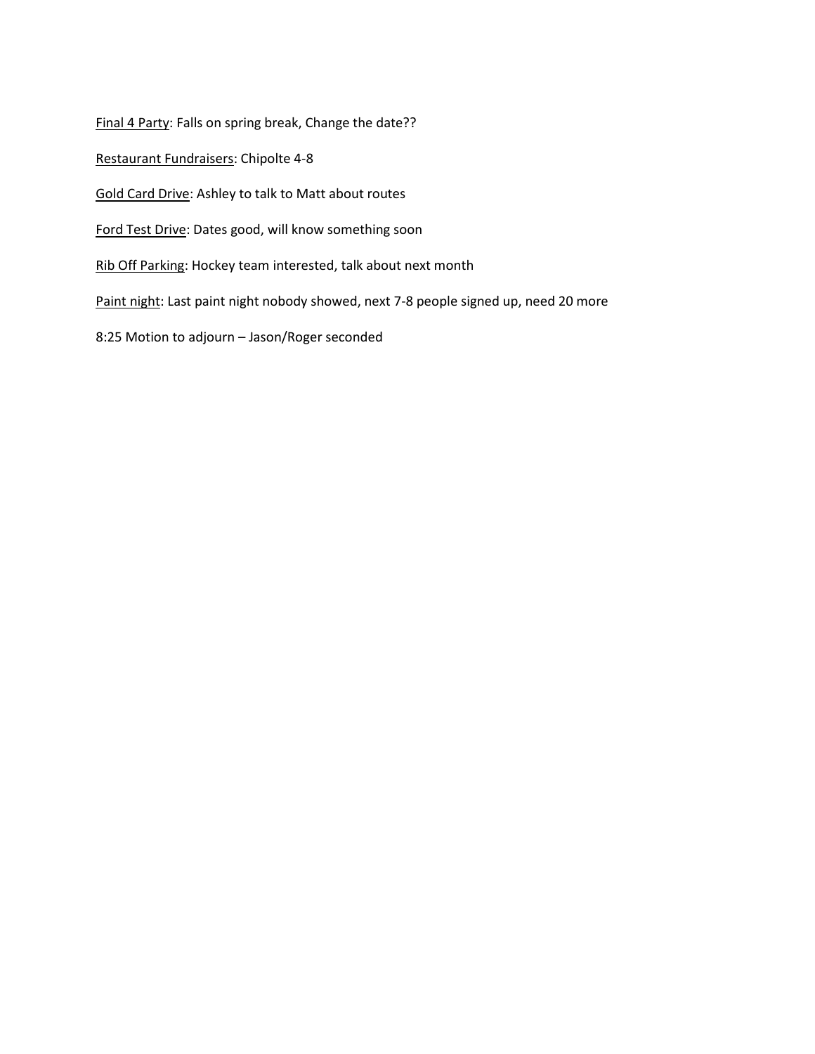<u>Final 4 Party</u>: Falls on spring break, Change the date??

<u>Restaurant Fundraisers</u>: Chipolte 4-8

<u>Gold Card Drive</u>: Ashley to talk to Matt about routes

<u>Ford Test Drive</u>: Dates good, will know something soon

<u>Rib Off Parking</u>: Hockey team interested, talk about next month

<u>Paint night</u>: Last paint night nobody showed, next 7-8 people signed up, need 20 more

8:25 Motion to adjourn – Jason/Roger seconded